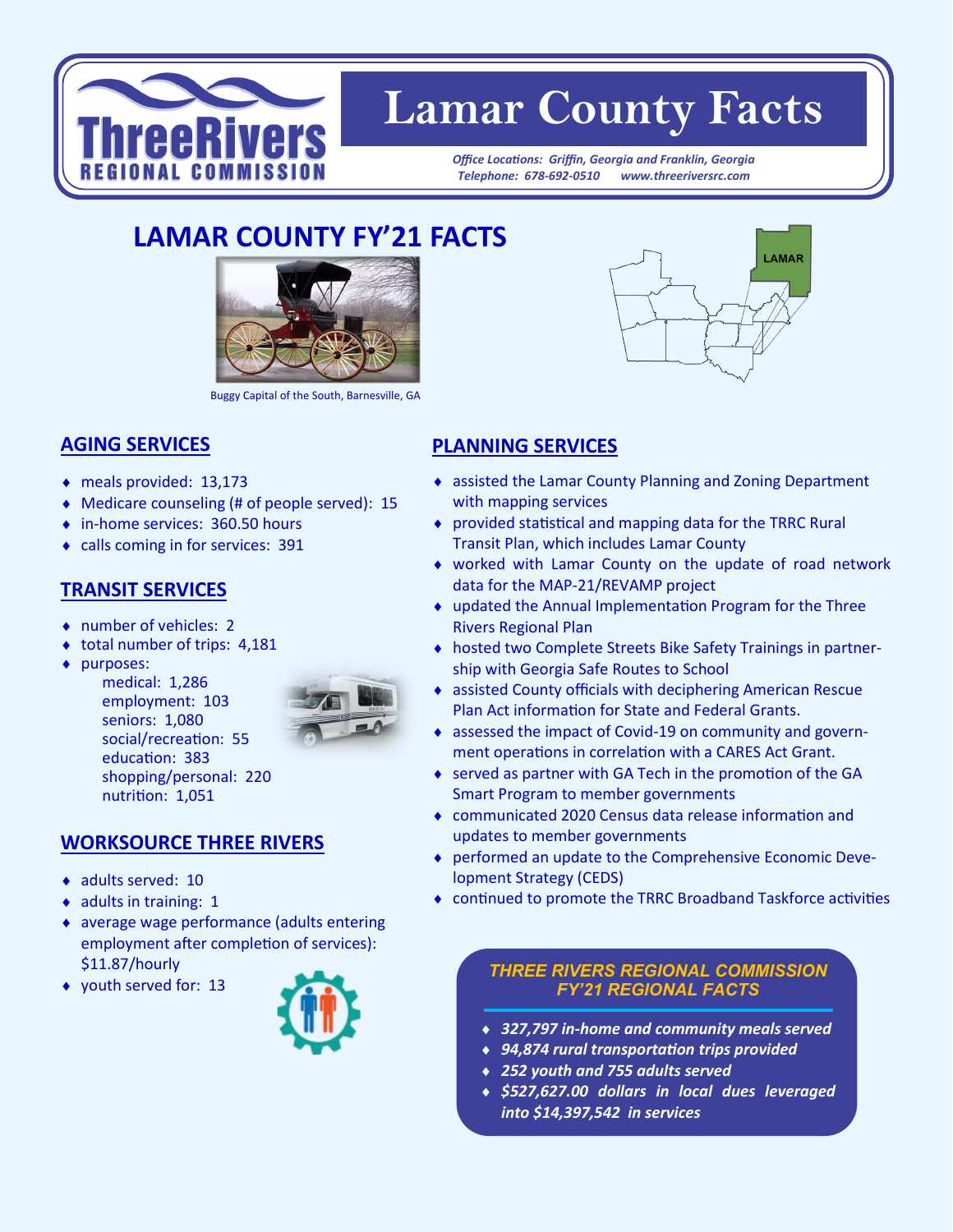# Lamar County Facts

*Office Locations: Griffin, Georgia and Franklin, Georgia*
*Telephone: 678-692-0510 www.threeriversrc.com*

## LAMAR COUNTY FY'21 FACTS

Buggy Capital of the South, Barnesville, GA

### AGING SERVICES

- meals provided: 13,173
- Medicare counseling (# of people served): 15
- in-home services: 360.50 hours
- calls coming in for services: 391

### TRANSIT SERVICES

- number of vehicles: 2
- total number of trips: 4,181
- purposes:
  - medical: 1,286
  - employment: 103
  - seniors: 1,080
  - social/recreation: 55
  - education: 383
  - shopping/personal: 220
  - nutrition: 1,051

### WORKSOURCE THREE RIVERS

- adults served: 10
- adults in training: 1
- average wage performance (adults entering employment after completion of services): $11.87/hourly
- youth served for: 13

### PLANNING SERVICES

- assisted the Lamar County Planning and Zoning Department with mapping services
- provided statistical and mapping data for the TRRC Rural Transit Plan, which includes Lamar County
- worked with Lamar County on the update of road network data for the MAP-21/REVAMP project
- updated the Annual Implementation Program for the Three Rivers Regional Plan
- hosted two Complete Streets Bike Safety Trainings in partnership with Georgia Safe Routes to School
- assisted County officials with deciphering American Rescue Plan Act information for State and Federal Grants.
- assessed the impact of Covid-19 on community and government operations in correlation with a CARES Act Grant.
- served as partner with GA Tech in the promotion of the GA Smart Program to member governments
- communicated 2020 Census data release information and updates to member governments
- performed an update to the Comprehensive Economic Development Strategy (CEDS)
- continued to promote the TRRC Broadband Taskforce activities

### *THREE RIVERS REGIONAL COMMISSION FY'21 REGIONAL FACTS*

- ***327,797 in-home and community meals served***
- ***94,874 rural transportation trips provided***
- ***252 youth and 755 adults served***
- ***$527,627.00 dollars in local dues leveraged into $14,397,542 in services***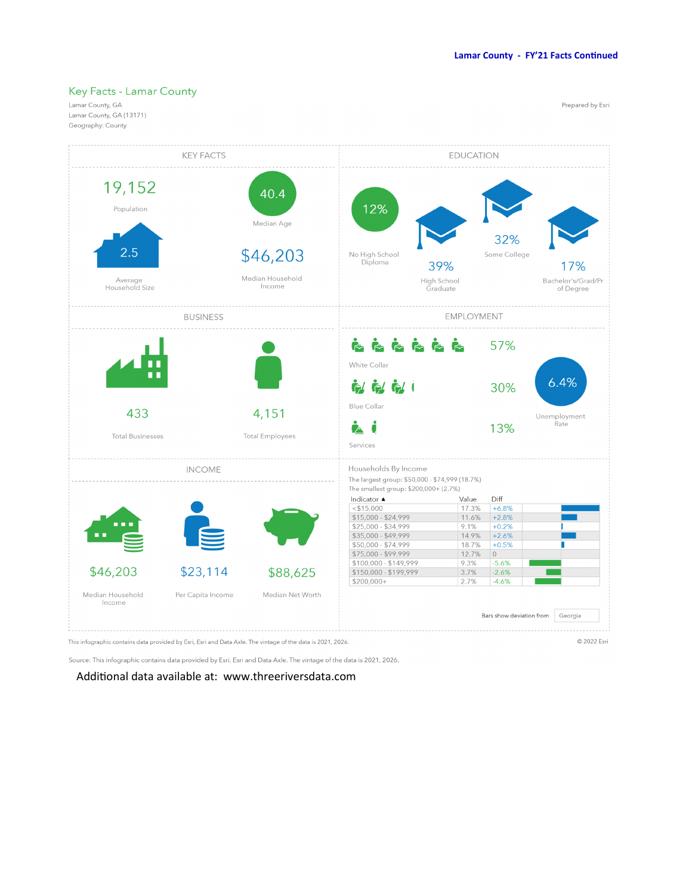**Lamar County - FY'21 Facts Continued**

## Key Facts - Lamar County

Lamar County, GA
Lamar County, GA (13171)
Geography: County

Prepared by Esri

### KEY FACTS

19,152
Population

40.4
Median Age

2.5
Average Household Size

$46,203
Median Household Income

### EDUCATION

12%
No High School Diploma

39%
High School Graduate

32%
Some College

17%
Bachelor's/Grad/Prof Degree

### BUSINESS

433
Total Businesses

4,151
Total Employees

### EMPLOYMENT

57%
White Collar

30%
Blue Collar

13%
Services

6.4%
Unemployment Rate

### INCOME

$46,203
Median Household Income

$23,114
Per Capita Income

$88,625
Median Net Worth

### Households By Income

The largest group: $50,000 - $74,999 (18.7%)
The smallest group: $200,000+ (2.7%)

| Indicator ▲ | Value | Diff |
|---|---|---|
| <$15,000 | 17.3% | +6.8% |
| $15,000 - $24,999 | 11.6% | +2.8% |
| $25,000 - $34,999 | 9.1% | +0.2% |
| $35,000 - $49,999 | 14.9% | +2.6% |
| $50,000 - $74,999 | 18.7% | +0.5% |
| $75,000 - $99,999 | 12.7% | 0 |
| $100,000 - $149,999 | 9.3% | -5.6% |
| $150,000 - $199,999 | 3.7% | -2.6% |
| $200,000+ | 2.7% | -4.6% |

Bars show deviation from Georgia

This infographic contains data provided by Esri, Esri and Data Axle. The vintage of the data is 2021, 2026.

© 2022 Esri

Source: This infographic contains data provided by Esri, Esri and Data Axle. The vintage of the data is 2021, 2026.

Additional data available at: www.threeriversdata.com